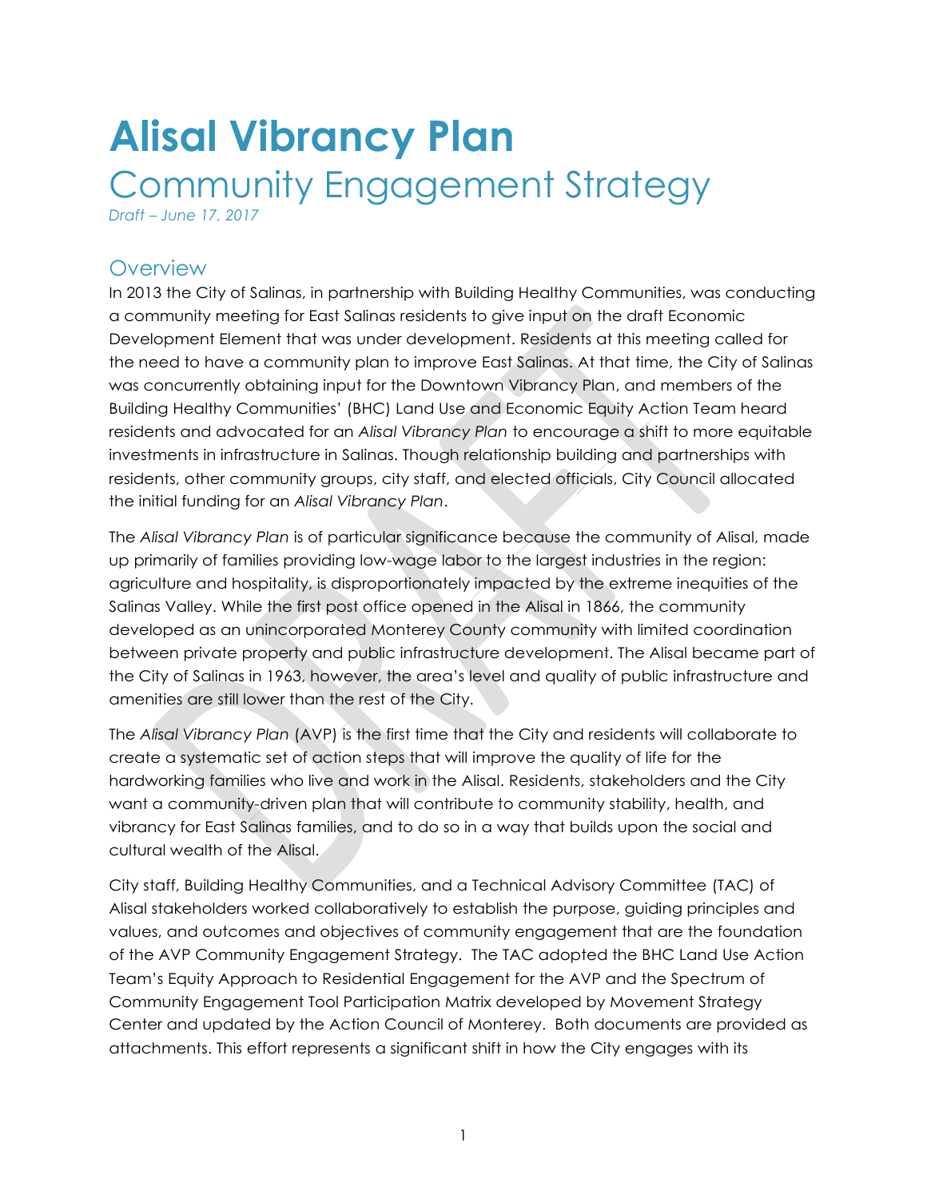# Alisal Vibrancy Plan

## Community Engagement Strategy

*Draft – June 17, 2017*

## Overview

In 2013 the City of Salinas, in partnership with Building Healthy Communities, was conducting a community meeting for East Salinas residents to give input on the draft Economic Development Element that was under development. Residents at this meeting called for the need to have a community plan to improve East Salinas. At that time, the City of Salinas was concurrently obtaining input for the Downtown Vibrancy Plan, and members of the Building Healthy Communities' (BHC) Land Use and Economic Equity Action Team heard residents and advocated for an *Alisal Vibrancy Plan* to encourage a shift to more equitable investments in infrastructure in Salinas. Though relationship building and partnerships with residents, other community groups, city staff, and elected officials, City Council allocated the initial funding for an *Alisal Vibrancy Plan*.

The *Alisal Vibrancy Plan* is of particular significance because the community of Alisal, made up primarily of families providing low-wage labor to the largest industries in the region: agriculture and hospitality, is disproportionately impacted by the extreme inequities of the Salinas Valley. While the first post office opened in the Alisal in 1866, the community developed as an unincorporated Monterey County community with limited coordination between private property and public infrastructure development. The Alisal became part of the City of Salinas in 1963, however, the area's level and quality of public infrastructure and amenities are still lower than the rest of the City.

The *Alisal Vibrancy Plan* (AVP) is the first time that the City and residents will collaborate to create a systematic set of action steps that will improve the quality of life for the hardworking families who live and work in the Alisal. Residents, stakeholders and the City want a community-driven plan that will contribute to community stability, health, and vibrancy for East Salinas families, and to do so in a way that builds upon the social and cultural wealth of the Alisal.

City staff, Building Healthy Communities, and a Technical Advisory Committee (TAC) of Alisal stakeholders worked collaboratively to establish the purpose, guiding principles and values, and outcomes and objectives of community engagement that are the foundation of the AVP Community Engagement Strategy. The TAC adopted the BHC Land Use Action Team's Equity Approach to Residential Engagement for the AVP and the Spectrum of Community Engagement Tool Participation Matrix developed by Movement Strategy Center and updated by the Action Council of Monterey. Both documents are provided as attachments. This effort represents a significant shift in how the City engages with its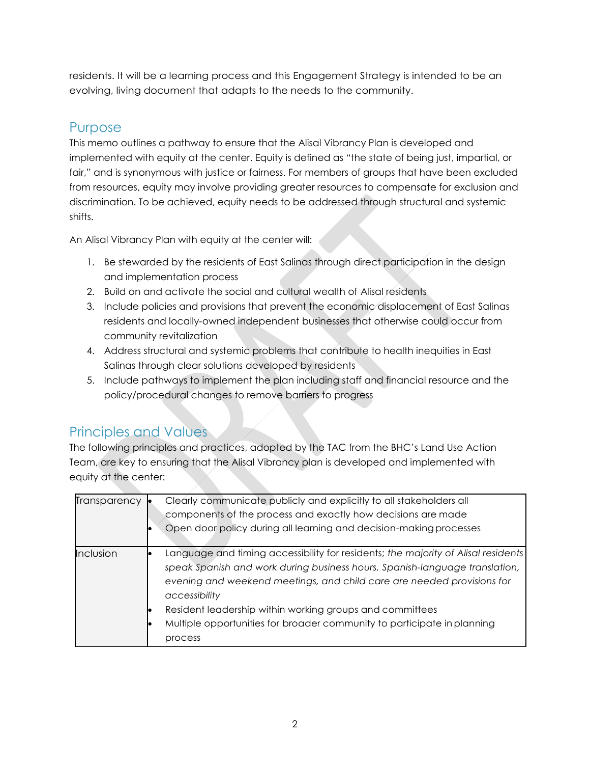residents. It will be a learning process and this Engagement Strategy is intended to be an evolving, living document that adapts to the needs to the community.

## Purpose

This memo outlines a pathway to ensure that the Alisal Vibrancy Plan is developed and implemented with equity at the center. Equity is defined as "the state of being just, impartial, or fair," and is synonymous with justice or fairness. For members of groups that have been excluded from resources, equity may involve providing greater resources to compensate for exclusion and discrimination. To be achieved, equity needs to be addressed through structural and systemic shifts.

An Alisal Vibrancy Plan with equity at the center will:

1. Be stewarded by the residents of East Salinas through direct participation in the design and implementation process
2. Build on and activate the social and cultural wealth of Alisal residents
3. Include policies and provisions that prevent the economic displacement of East Salinas residents and locally-owned independent businesses that otherwise could occur from community revitalization
4. Address structural and systemic problems that contribute to health inequities in East Salinas through clear solutions developed by residents
5. Include pathways to implement the plan including staff and financial resource and the policy/procedural changes to remove barriers to progress

## Principles and Values

The following principles and practices, adopted by the TAC from the BHC's Land Use Action Team, are key to ensuring that the Alisal Vibrancy plan is developed and implemented with equity at the center:

| | |
|---|---|
| Transparency | • Clearly communicate publicly and explicitly to all stakeholders all components of the process and exactly how decisions are made<br>• Open door policy during all learning and decision-making processes |
| Inclusion | • Language and timing accessibility for residents; *the majority of Alisal residents speak Spanish and work during business hours. Spanish-language translation, evening and weekend meetings, and child care are needed provisions for accessibility*<br>• Resident leadership within working groups and committees<br>• Multiple opportunities for broader community to participate in planning process |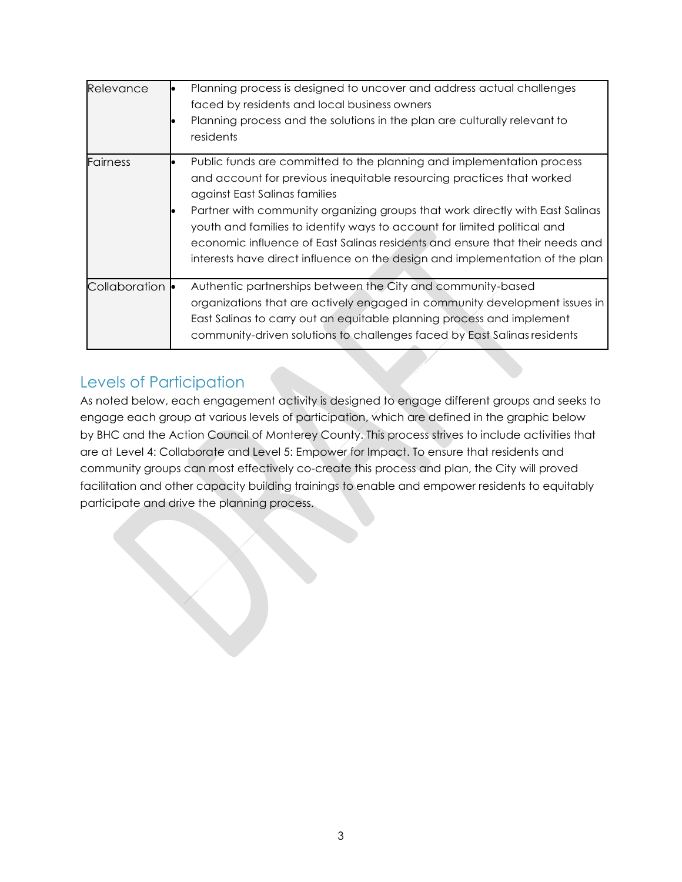| | |
|---|---|
| Relevance | • Planning process is designed to uncover and address actual challenges faced by residents and local business owners<br>• Planning process and the solutions in the plan are culturally relevant to residents |
| Fairness | • Public funds are committed to the planning and implementation process and account for previous inequitable resourcing practices that worked against East Salinas families<br>• Partner with community organizing groups that work directly with East Salinas youth and families to identify ways to account for limited political and economic influence of East Salinas residents and ensure that their needs and interests have direct influence on the design and implementation of the plan |
| Collaboration | • Authentic partnerships between the City and community-based organizations that are actively engaged in community development issues in East Salinas to carry out an equitable planning process and implement community-driven solutions to challenges faced by East Salinas residents |

## Levels of Participation

As noted below, each engagement activity is designed to engage different groups and seeks to engage each group at various levels of participation, which are defined in the graphic below by BHC and the Action Council of Monterey County. This process strives to include activities that are at Level 4: Collaborate and Level 5: Empower for Impact. To ensure that residents and community groups can most effectively co-create this process and plan, the City will proved facilitation and other capacity building trainings to enable and empower residents to equitably participate and drive the planning process.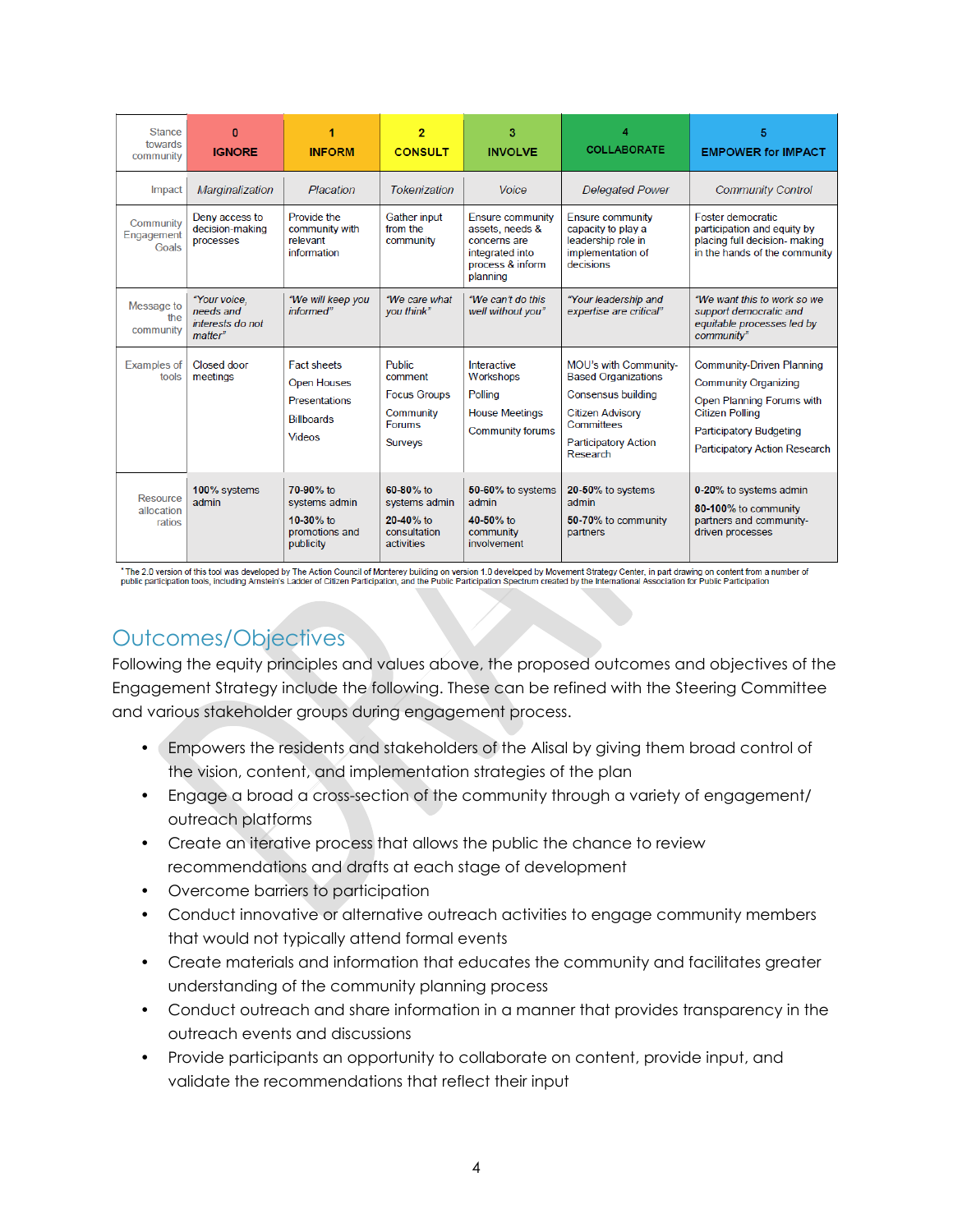| Stance towards community | 0 IGNORE | 1 INFORM | 2 CONSULT | 3 INVOLVE | 4 COLLABORATE | 5 EMPOWER for IMPACT |
|---|---|---|---|---|---|---|
| Impact | *Marginalization* | *Placation* | *Tokenization* | *Voice* | *Delegated Power* | *Community Control* |
| Community Engagement Goals | Deny access to decision-making processes | Provide the community with relevant information | Gather input from the community | Ensure community assets, needs & concerns are integrated into process & inform planning | Ensure community capacity to play a leadership role in implementation of decisions | Foster democratic participation and equity by placing full decision- making in the hands of the community |
| Message to the community | *"Your voice, needs and interests do not matter"* | *"We will keep you informed"* | *"We care what you think"* | *"We can't do this well without you"* | *"Your leadership and expertise are critical"* | *"We want this to work so we support democratic and equitable processes led by community"* |
| Examples of tools | Closed door meetings | Fact sheets<br>Open Houses<br>Presentations<br>Billboards<br>Videos | Public comment<br>Focus Groups<br>Community Forums<br>Surveys | Interactive Workshops<br>Polling<br>House Meetings<br>Community forums | MOU's with Community-Based Organizations<br>Consensus building<br>Citizen Advisory Committees<br>Participatory Action Research | Community-Driven Planning<br>Community Organizing<br>Open Planning Forums with Citizen Polling<br>Participatory Budgeting<br>Participatory Action Research |
| Resource allocation ratios | **100%** systems admin | **70-90%** to systems admin<br>**10-30%** to promotions and publicity | **60-80%** to systems admin<br>**20-40%** to consultation activities | **50-60%** to systems admin<br>**40-50%** to community involvement | **20-50%** to systems admin<br>**50-70%** to community partners | **0-20%** to systems admin<br>**80-100%** to community partners and community-driven processes |

*The 2.0 version of this tool was developed by The Action Council of Monterey building on version 1.0 developed by Movement Strategy Center, in part drawing on content from a number of public participation tools, including Arnstein's Ladder of Citizen Participation, and the Public Participation Spectrum created by the International Association for Public Participation

## Outcomes/Objectives

Following the equity principles and values above, the proposed outcomes and objectives of the Engagement Strategy include the following. These can be refined with the Steering Committee and various stakeholder groups during engagement process.

- Empowers the residents and stakeholders of the Alisal by giving them broad control of the vision, content, and implementation strategies of the plan
- Engage a broad a cross-section of the community through a variety of engagement/ outreach platforms
- Create an iterative process that allows the public the chance to review recommendations and drafts at each stage of development
- Overcome barriers to participation
- Conduct innovative or alternative outreach activities to engage community members that would not typically attend formal events
- Create materials and information that educates the community and facilitates greater understanding of the community planning process
- Conduct outreach and share information in a manner that provides transparency in the outreach events and discussions
- Provide participants an opportunity to collaborate on content, provide input, and validate the recommendations that reflect their input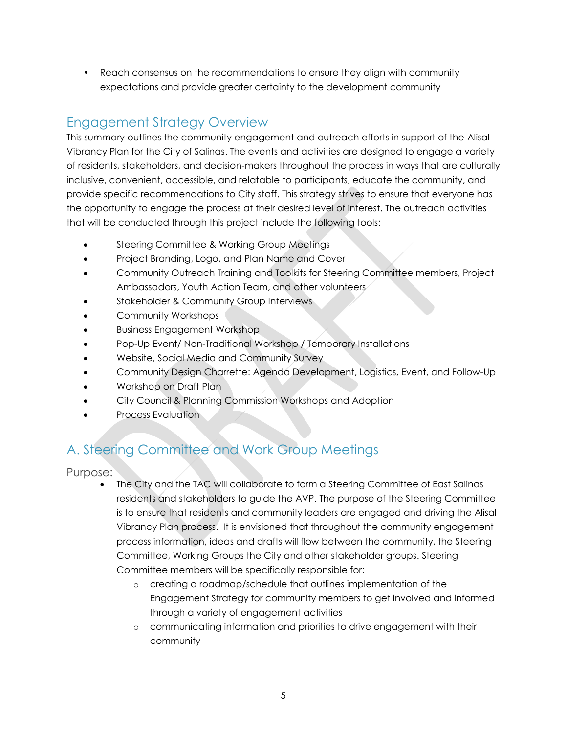- Reach consensus on the recommendations to ensure they align with community expectations and provide greater certainty to the development community

## Engagement Strategy Overview

This summary outlines the community engagement and outreach efforts in support of the Alisal Vibrancy Plan for the City of Salinas. The events and activities are designed to engage a variety of residents, stakeholders, and decision-makers throughout the process in ways that are culturally inclusive, convenient, accessible, and relatable to participants, educate the community, and provide specific recommendations to City staff. This strategy strives to ensure that everyone has the opportunity to engage the process at their desired level of interest. The outreach activities that will be conducted through this project include the following tools:

- Steering Committee & Working Group Meetings
- Project Branding, Logo, and Plan Name and Cover
- Community Outreach Training and Toolkits for Steering Committee members, Project Ambassadors, Youth Action Team, and other volunteers
- Stakeholder & Community Group Interviews
- Community Workshops
- Business Engagement Workshop
- Pop-Up Event/ Non-Traditional Workshop / Temporary Installations
- Website, Social Media and Community Survey
- Community Design Charrette: Agenda Development, Logistics, Event, and Follow-Up
- Workshop on Draft Plan
- City Council & Planning Commission Workshops and Adoption
- Process Evaluation

## A. Steering Committee and Work Group Meetings

### Purpose:

- The City and the TAC will collaborate to form a Steering Committee of East Salinas residents and stakeholders to guide the AVP. The purpose of the Steering Committee is to ensure that residents and community leaders are engaged and driving the Alisal Vibrancy Plan process. It is envisioned that throughout the community engagement process information, ideas and drafts will flow between the community, the Steering Committee, Working Groups the City and other stakeholder groups. Steering Committee members will be specifically responsible for:
    - creating a roadmap/schedule that outlines implementation of the Engagement Strategy for community members to get involved and informed through a variety of engagement activities
    - communicating information and priorities to drive engagement with their community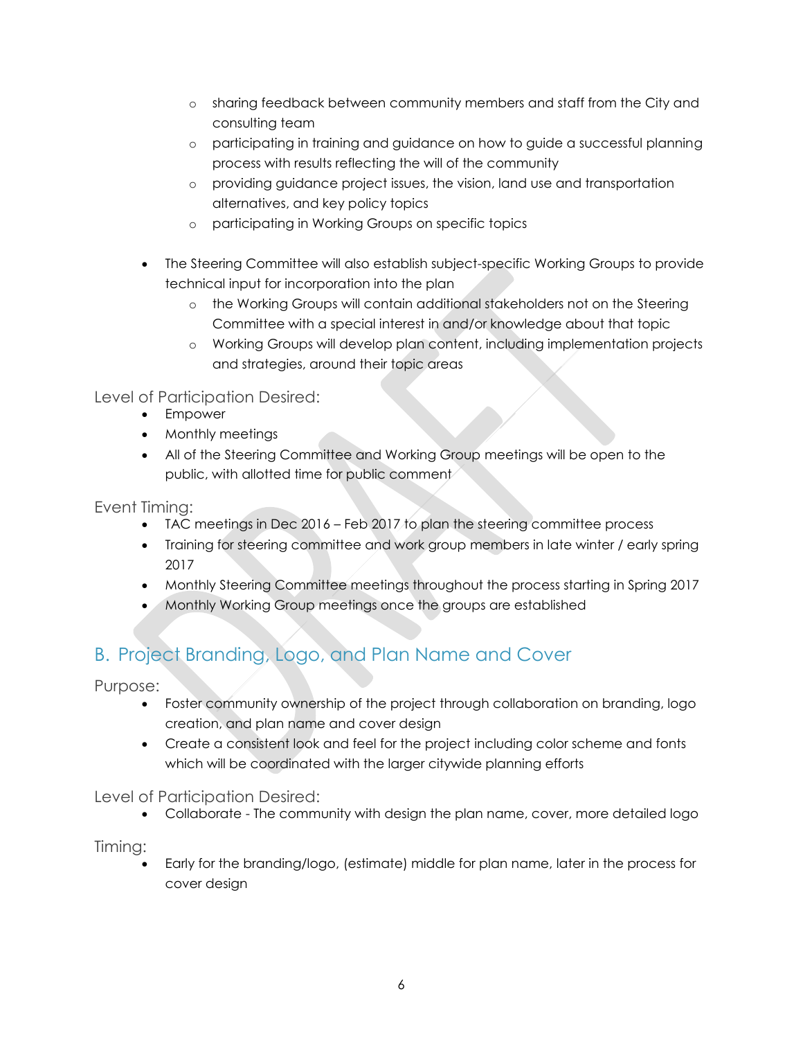- sharing feedback between community members and staff from the City and consulting team
  - participating in training and guidance on how to guide a successful planning process with results reflecting the will of the community
  - providing guidance project issues, the vision, land use and transportation alternatives, and key policy topics
  - participating in Working Groups on specific topics

- The Steering Committee will also establish subject-specific Working Groups to provide technical input for incorporation into the plan
  - the Working Groups will contain additional stakeholders not on the Steering Committee with a special interest in and/or knowledge about that topic
  - Working Groups will develop plan content, including implementation projects and strategies, around their topic areas

Level of Participation Desired:

- Empower
- Monthly meetings
- All of the Steering Committee and Working Group meetings will be open to the public, with allotted time for public comment

Event Timing:

- TAC meetings in Dec 2016 – Feb 2017 to plan the steering committee process
- Training for steering committee and work group members in late winter / early spring 2017
- Monthly Steering Committee meetings throughout the process starting in Spring 2017
- Monthly Working Group meetings once the groups are established

## B. Project Branding, Logo, and Plan Name and Cover

Purpose:

- Foster community ownership of the project through collaboration on branding, logo creation, and plan name and cover design
- Create a consistent look and feel for the project including color scheme and fonts which will be coordinated with the larger citywide planning efforts

Level of Participation Desired:

- Collaborate - The community with design the plan name, cover, more detailed logo

Timing:

- Early for the branding/logo, (estimate) middle for plan name, later in the process for cover design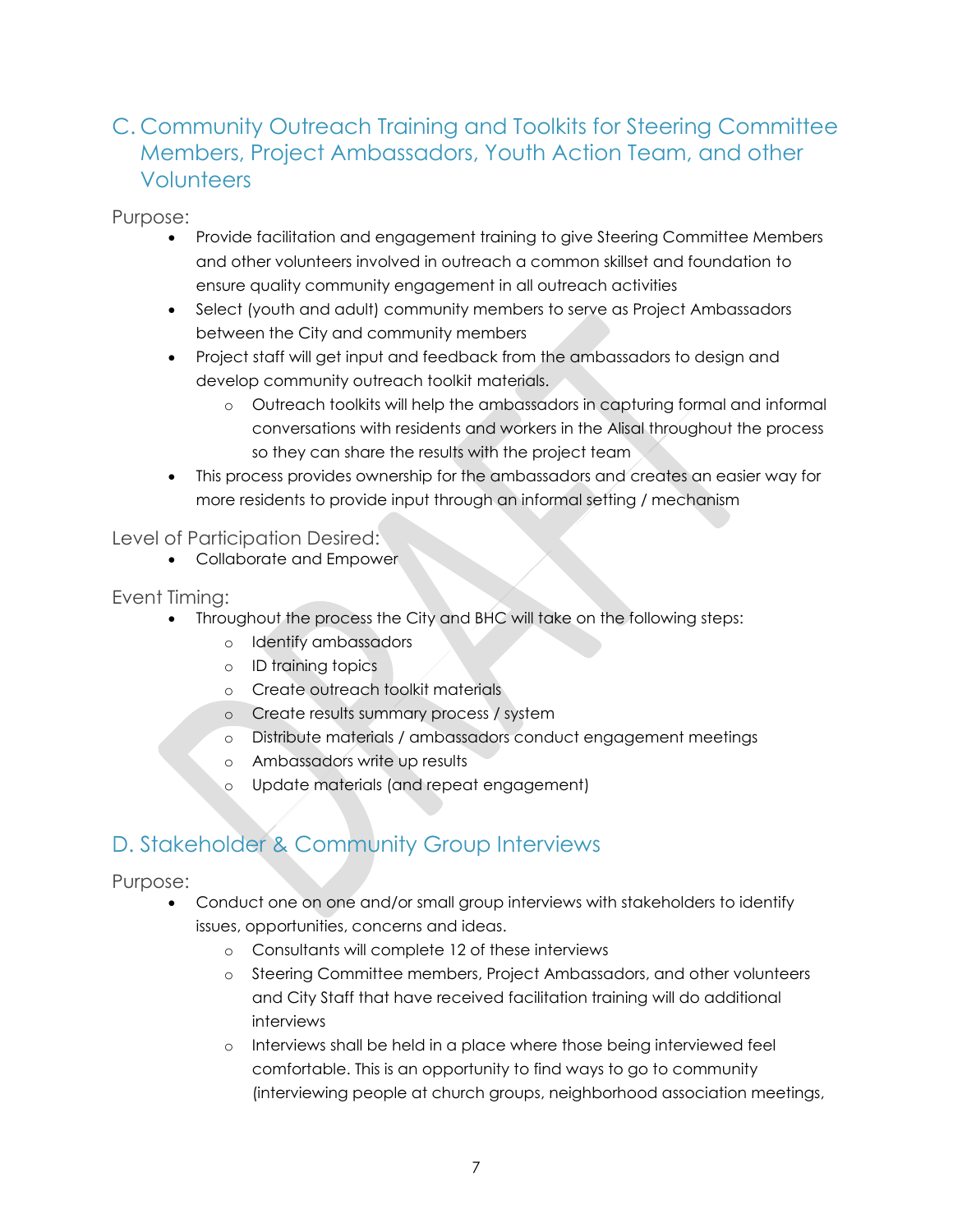## C. Community Outreach Training and Toolkits for Steering Committee Members, Project Ambassadors, Youth Action Team, and other Volunteers

Purpose:

- Provide facilitation and engagement training to give Steering Committee Members and other volunteers involved in outreach a common skillset and foundation to ensure quality community engagement in all outreach activities
- Select (youth and adult) community members to serve as Project Ambassadors between the City and community members
- Project staff will get input and feedback from the ambassadors to design and develop community outreach toolkit materials.
  - Outreach toolkits will help the ambassadors in capturing formal and informal conversations with residents and workers in the Alisal throughout the process so they can share the results with the project team
- This process provides ownership for the ambassadors and creates an easier way for more residents to provide input through an informal setting / mechanism

Level of Participation Desired:

- Collaborate and Empower

Event Timing:

- Throughout the process the City and BHC will take on the following steps:
  - Identify ambassadors
  - ID training topics
  - Create outreach toolkit materials
  - Create results summary process / system
  - Distribute materials / ambassadors conduct engagement meetings
  - Ambassadors write up results
  - Update materials (and repeat engagement)

## D. Stakeholder & Community Group Interviews

Purpose:

- Conduct one on one and/or small group interviews with stakeholders to identify issues, opportunities, concerns and ideas.
  - Consultants will complete 12 of these interviews
  - Steering Committee members, Project Ambassadors, and other volunteers and City Staff that have received facilitation training will do additional interviews
  - Interviews shall be held in a place where those being interviewed feel comfortable. This is an opportunity to find ways to go to community (interviewing people at church groups, neighborhood association meetings,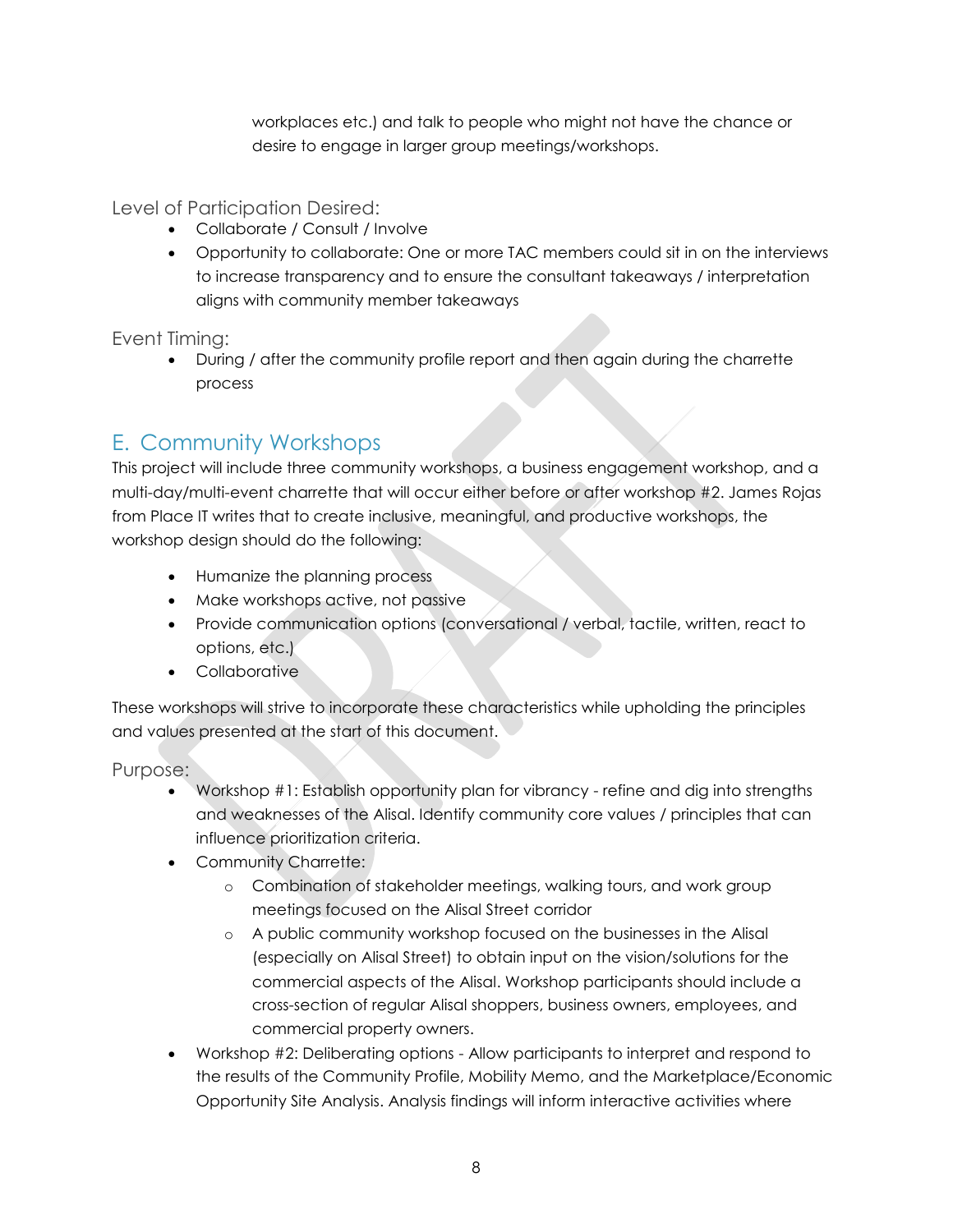workplaces etc.) and talk to people who might not have the chance or desire to engage in larger group meetings/workshops.

### Level of Participation Desired:

- Collaborate / Consult / Involve
- Opportunity to collaborate: One or more TAC members could sit in on the interviews to increase transparency and to ensure the consultant takeaways / interpretation aligns with community member takeaways

### Event Timing:

- During / after the community profile report and then again during the charrette process

## E. Community Workshops

This project will include three community workshops, a business engagement workshop, and a multi-day/multi-event charrette that will occur either before or after workshop #2. James Rojas from Place IT writes that to create inclusive, meaningful, and productive workshops, the workshop design should do the following:

- Humanize the planning process
- Make workshops active, not passive
- Provide communication options (conversational / verbal, tactile, written, react to options, etc.)
- Collaborative

These workshops will strive to incorporate these characteristics while upholding the principles and values presented at the start of this document.

### Purpose:

- Workshop #1: Establish opportunity plan for vibrancy - refine and dig into strengths and weaknesses of the Alisal. Identify community core values / principles that can influence prioritization criteria.
- Community Charrette:
  - Combination of stakeholder meetings, walking tours, and work group meetings focused on the Alisal Street corridor
  - A public community workshop focused on the businesses in the Alisal (especially on Alisal Street) to obtain input on the vision/solutions for the commercial aspects of the Alisal. Workshop participants should include a cross-section of regular Alisal shoppers, business owners, employees, and commercial property owners.
- Workshop #2: Deliberating options - Allow participants to interpret and respond to the results of the Community Profile, Mobility Memo, and the Marketplace/Economic Opportunity Site Analysis. Analysis findings will inform interactive activities where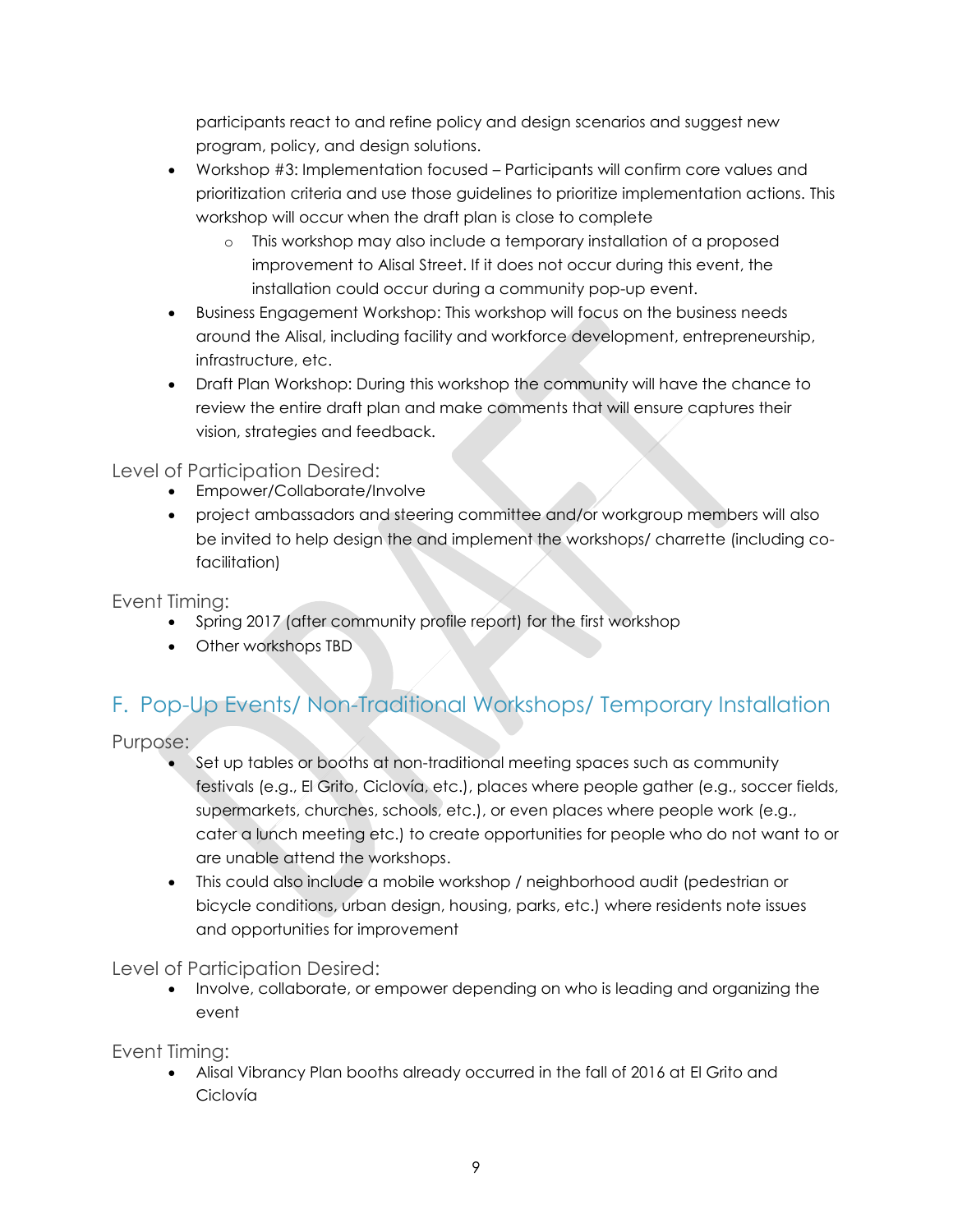participants react to and refine policy and design scenarios and suggest new program, policy, and design solutions.

- Workshop #3: Implementation focused – Participants will confirm core values and prioritization criteria and use those guidelines to prioritize implementation actions. This workshop will occur when the draft plan is close to complete
    - This workshop may also include a temporary installation of a proposed improvement to Alisal Street. If it does not occur during this event, the installation could occur during a community pop-up event.
- Business Engagement Workshop: This workshop will focus on the business needs around the Alisal, including facility and workforce development, entrepreneurship, infrastructure, etc.
- Draft Plan Workshop: During this workshop the community will have the chance to review the entire draft plan and make comments that will ensure captures their vision, strategies and feedback.

### Level of Participation Desired:

- Empower/Collaborate/Involve
- project ambassadors and steering committee and/or workgroup members will also be invited to help design the and implement the workshops/ charrette (including co-facilitation)

### Event Timing:

- Spring 2017 (after community profile report) for the first workshop
- Other workshops TBD

## F. Pop-Up Events/ Non-Traditional Workshops/ Temporary Installation

### Purpose:

- Set up tables or booths at non-traditional meeting spaces such as community festivals (e.g., El Grito, Ciclovía, etc.), places where people gather (e.g., soccer fields, supermarkets, churches, schools, etc.), or even places where people work (e.g., cater a lunch meeting etc.) to create opportunities for people who do not want to or are unable attend the workshops.
- This could also include a mobile workshop / neighborhood audit (pedestrian or bicycle conditions, urban design, housing, parks, etc.) where residents note issues and opportunities for improvement

### Level of Participation Desired:

- Involve, collaborate, or empower depending on who is leading and organizing the event

### Event Timing:

- Alisal Vibrancy Plan booths already occurred in the fall of 2016 at El Grito and Ciclovía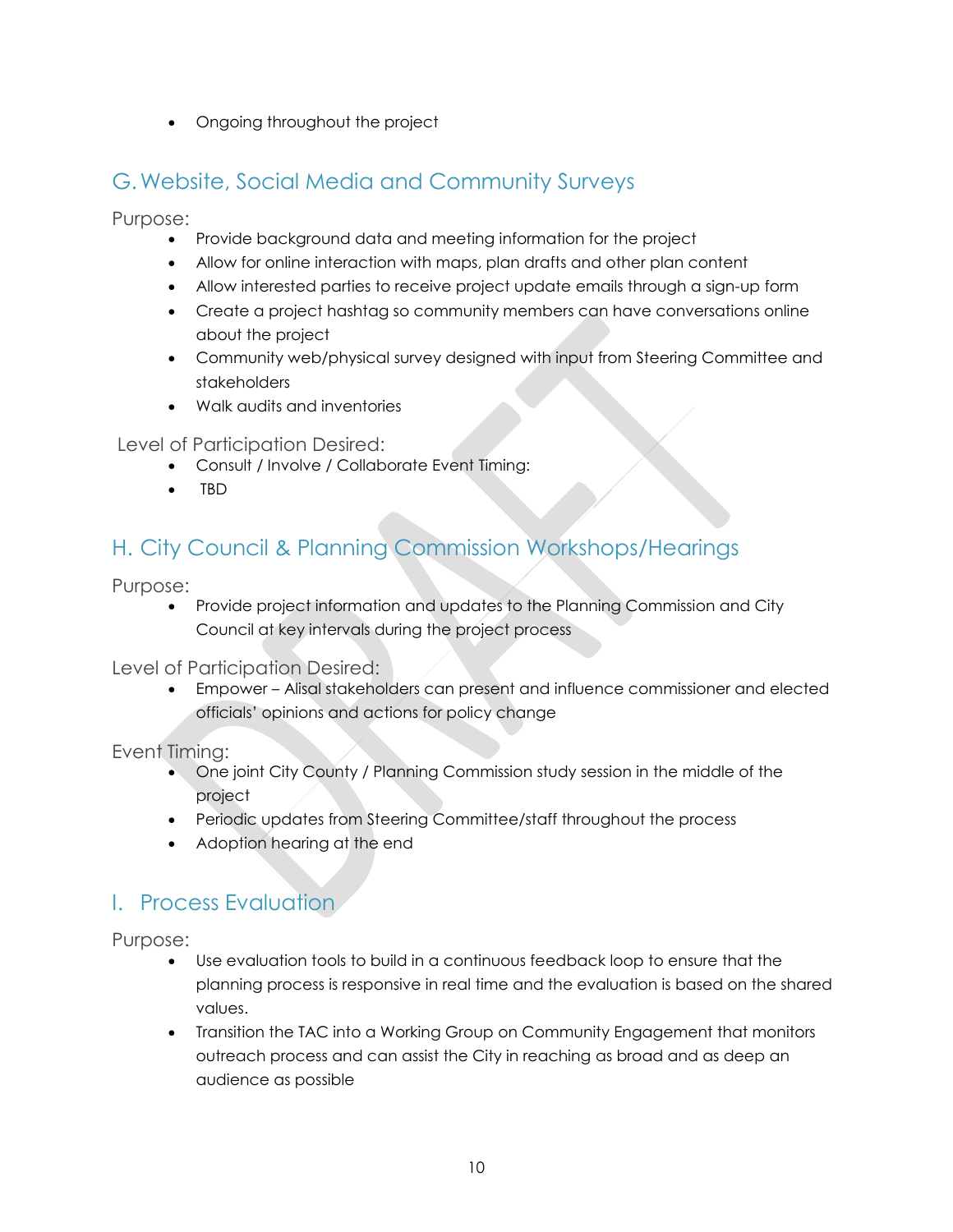- Ongoing throughout the project

## G. Website, Social Media and Community Surveys

Purpose:

- Provide background data and meeting information for the project
- Allow for online interaction with maps, plan drafts and other plan content
- Allow interested parties to receive project update emails through a sign-up form
- Create a project hashtag so community members can have conversations online about the project
- Community web/physical survey designed with input from Steering Committee and stakeholders
- Walk audits and inventories

Level of Participation Desired:

- Consult / Involve / Collaborate Event Timing:
- TBD

## H. City Council & Planning Commission Workshops/Hearings

Purpose:

- Provide project information and updates to the Planning Commission and City Council at key intervals during the project process

Level of Participation Desired:

- Empower – Alisal stakeholders can present and influence commissioner and elected officials' opinions and actions for policy change

Event Timing:

- One joint City County / Planning Commission study session in the middle of the project
- Periodic updates from Steering Committee/staff throughout the process
- Adoption hearing at the end

## I. Process Evaluation

Purpose:

- Use evaluation tools to build in a continuous feedback loop to ensure that the planning process is responsive in real time and the evaluation is based on the shared values.
- Transition the TAC into a Working Group on Community Engagement that monitors outreach process and can assist the City in reaching as broad and as deep an audience as possible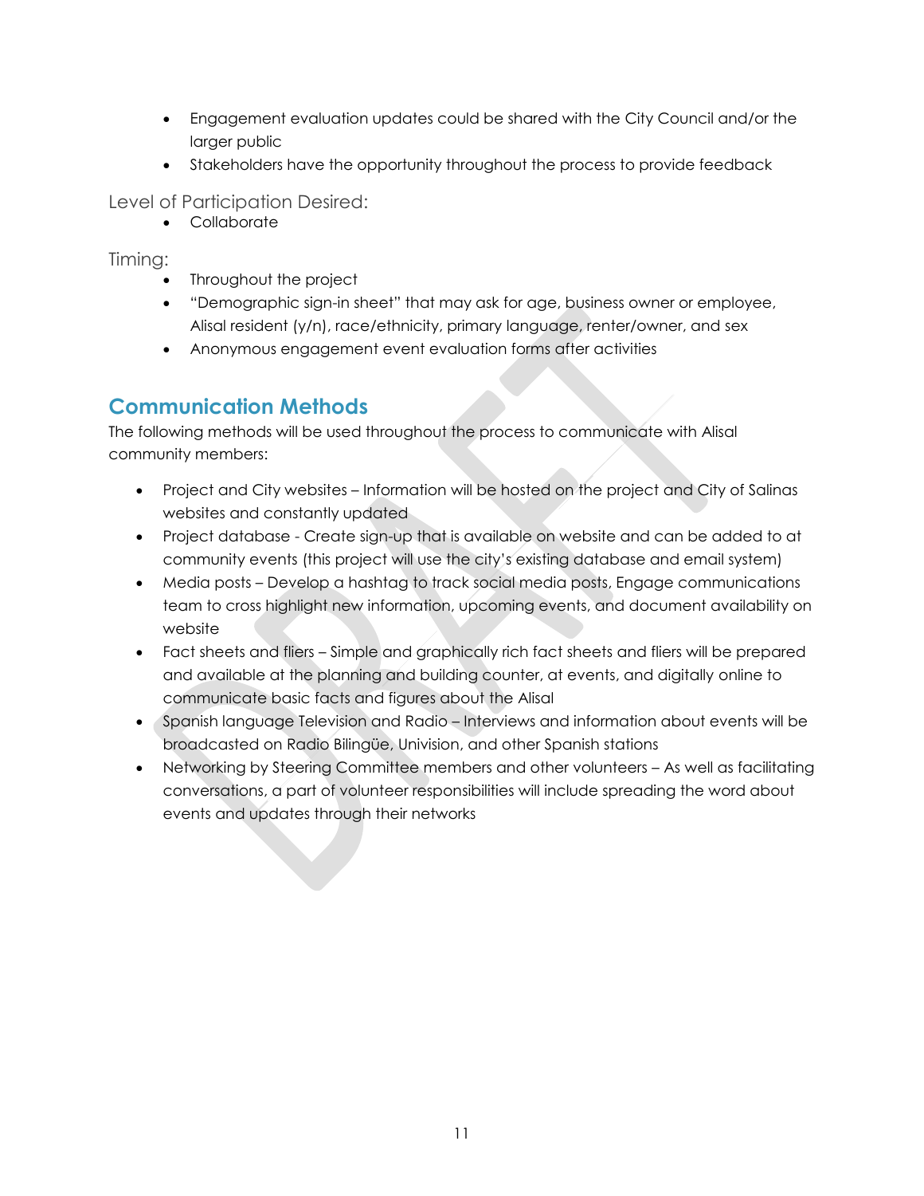- Engagement evaluation updates could be shared with the City Council and/or the larger public
- Stakeholders have the opportunity throughout the process to provide feedback

### Level of Participation Desired:

- Collaborate

### Timing:

- Throughout the project
- "Demographic sign-in sheet" that may ask for age, business owner or employee, Alisal resident (y/n), race/ethnicity, primary language, renter/owner, and sex
- Anonymous engagement event evaluation forms after activities

## Communication Methods

The following methods will be used throughout the process to communicate with Alisal community members:

- Project and City websites – Information will be hosted on the project and City of Salinas websites and constantly updated
- Project database - Create sign-up that is available on website and can be added to at community events (this project will use the city's existing database and email system)
- Media posts – Develop a hashtag to track social media posts, Engage communications team to cross highlight new information, upcoming events, and document availability on website
- Fact sheets and fliers – Simple and graphically rich fact sheets and fliers will be prepared and available at the planning and building counter, at events, and digitally online to communicate basic facts and figures about the Alisal
- Spanish language Television and Radio – Interviews and information about events will be broadcasted on Radio Bilingüe, Univision, and other Spanish stations
- Networking by Steering Committee members and other volunteers – As well as facilitating conversations, a part of volunteer responsibilities will include spreading the word about events and updates through their networks